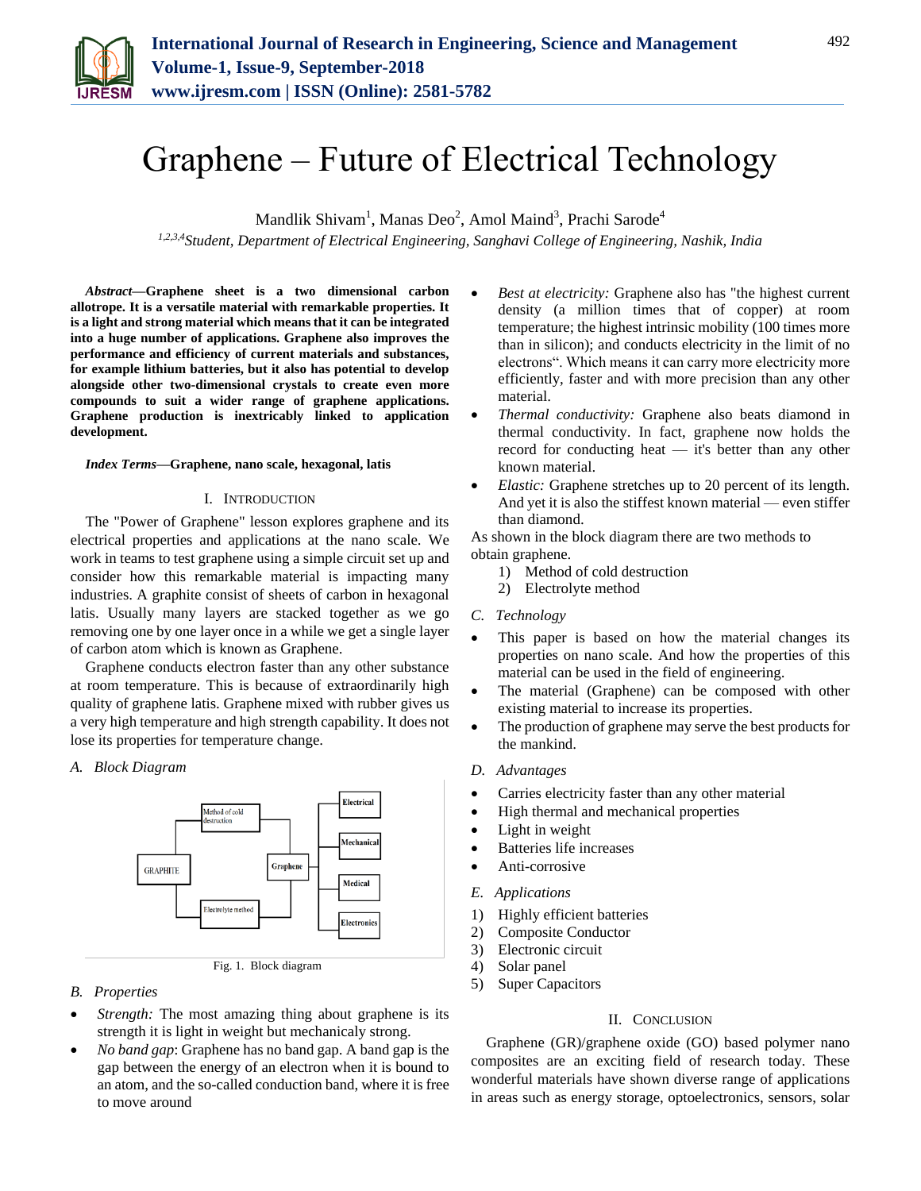# Graphene – Future of Electrical Technology

Mandlik Shivam[1], Manas Deo[2], Amol Maind[3], Prachi Sarode[4]

[1,2,3,4]*Student, Department of Electrical Engineering, Sanghavi College of Engineering, Nashik, India*

***Abstract*—Graphene sheet is a two dimensional carbon allotrope. It is a versatile material with remarkable properties. It is a light and strong material which means that it can be integrated into a huge number of applications. Graphene also improves the performance and efficiency of current materials and substances, for example lithium batteries, but it also has potential to develop alongside other two-dimensional crystals to create even more compounds to suit a wider range of graphene applications. Graphene production is inextricably linked to application development.**

***Index Terms*—Graphene, nano scale, hexagonal, latis**

## I. Introduction

The "Power of Graphene" lesson explores graphene and its electrical properties and applications at the nano scale. We work in teams to test graphene using a simple circuit set up and consider how this remarkable material is impacting many industries. A graphite consist of sheets of carbon in hexagonal latis. Usually many layers are stacked together as we go removing one by one layer once in a while we get a single layer of carbon atom which is known as Graphene.

Graphene conducts electron faster than any other substance at room temperature. This is because of extraordinarily high quality of graphene latis. Graphene mixed with rubber gives us a very high temperature and high strength capability. It does not lose its properties for temperature change.

### *A. Block Diagram*

GRAPHITE → Method of cold destruction / Electrolyte method → Graphene → Electrical, Mechanical, Medical, Electronics

Fig. 1. Block diagram

### *B. Properties*

- *Strength:* The most amazing thing about graphene is its strength it is light in weight but mechanicaly strong.
- *No band gap*: Graphene has no band gap. A band gap is the gap between the energy of an electron when it is bound to an atom, and the so-called conduction band, where it is free to move around
- *Best at electricity:* Graphene also has "the highest current density (a million times that of copper) at room temperature; the highest intrinsic mobility (100 times more than in silicon); and conducts electricity in the limit of no electrons". Which means it can carry more electricity more efficiently, faster and with more precision than any other material.
- *Thermal conductivity:* Graphene also beats diamond in thermal conductivity. In fact, graphene now holds the record for conducting heat — it's better than any other known material.
- *Elastic:* Graphene stretches up to 20 percent of its length. And yet it is also the stiffest known material — even stiffer than diamond.

As shown in the block diagram there are two methods to obtain graphene.

1) Method of cold destruction
2) Electrolyte method

### *C. Technology*

- This paper is based on how the material changes its properties on nano scale. And how the properties of this material can be used in the field of engineering.
- The material (Graphene) can be composed with other existing material to increase its properties.
- The production of graphene may serve the best products for the mankind.

### *D. Advantages*

- Carries electricity faster than any other material
- High thermal and mechanical properties
- Light in weight
- Batteries life increases
- Anti-corrosive

### *E. Applications*

1) Highly efficient batteries
2) Composite Conductor
3) Electronic circuit
4) Solar panel
5) Super Capacitors

## II. Conclusion

Graphene (GR)/graphene oxide (GO) based polymer nano composites are an exciting field of research today. These wonderful materials have shown diverse range of applications in areas such as energy storage, optoelectronics, sensors, solar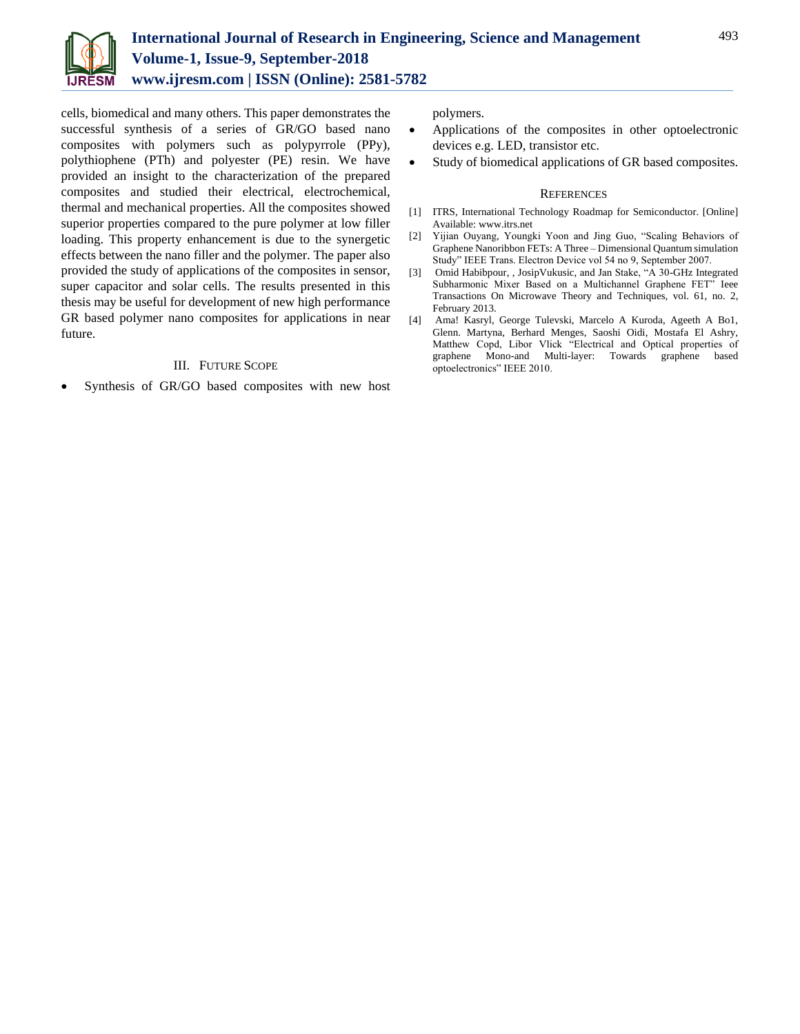cells, biomedical and many others. This paper demonstrates the successful synthesis of a series of GR/GO based nano composites with polymers such as polypyrrole (PPy), polythiophene (PTh) and polyester (PE) resin. We have provided an insight to the characterization of the prepared composites and studied their electrical, electrochemical, thermal and mechanical properties. All the composites showed superior properties compared to the pure polymer at low filler loading. This property enhancement is due to the synergetic effects between the nano filler and the polymer. The paper also provided the study of applications of the composites in sensor, super capacitor and solar cells. The results presented in this thesis may be useful for development of new high performance GR based polymer nano composites for applications in near future.

## III. Future Scope

- Synthesis of GR/GO based composites with new host polymers.
- Applications of the composites in other optoelectronic devices e.g. LED, transistor etc.
- Study of biomedical applications of GR based composites.

## References

[1] ITRS, International Technology Roadmap for Semiconductor. [Online] Available: www.itrs.net

[2] Yijian Ouyang, Youngki Yoon and Jing Guo, "Scaling Behaviors of Graphene Nanoribbon FETs: A Three – Dimensional Quantum simulation Study" IEEE Trans. Electron Device vol 54 no 9, September 2007.

[3] Omid Habibpour, , JosipVukusic, and Jan Stake, "A 30-GHz Integrated Subharmonic Mixer Based on a Multichannel Graphene FET" Ieee Transactions On Microwave Theory and Techniques, vol. 61, no. 2, February 2013.

[4] Ama! Kasryl, George Tulevski, Marcelo A Kuroda, Ageeth A Bo1, Glenn. Martyna, Berhard Menges, Saoshi Oidi, Mostafa El Ashry, Matthew Copd, Libor Vlick "Electrical and Optical properties of graphene Mono-and Multi-layer: Towards graphene based optoelectronics" IEEE 2010.